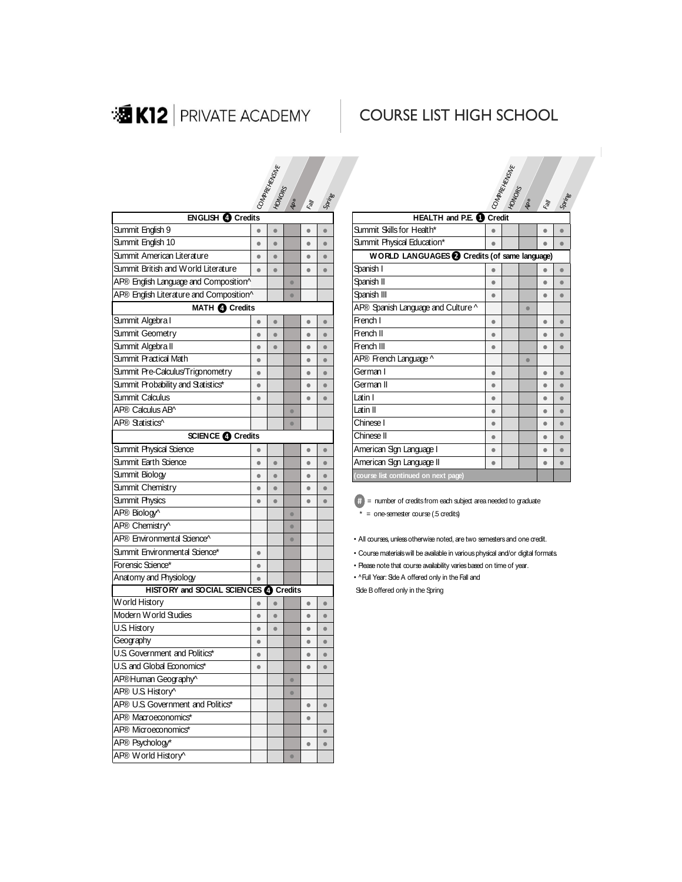# K12 | PRIVATE ACADEMY

# COURSE LIST HIGH SCHOOL

| | COMPREHENSIVE | HONORS | AP® | Fall | Spring |
|---|---|---|---|---|---|
| **ENGLISH 4 Credits** | | | | | |
| Summit English 9 | ● | ● | | ● | ● |
| Summit English 10 | ● | ● | | ● | ● |
| Summit American Literature | ● | ● | | ● | ● |
| Summit British and World Literature | ● | ● | | ● | ● |
| AP® English Language and Composition^ | | | ● | | |
| AP® English Literature and Composition^ | | | ● | | |
| **MATH 4 Credits** | | | | | |
| Summit Algebra I | ● | ● | | ● | ● |
| Summit Geometry | ● | ● | | ● | ● |
| Summit Algebra II | ● | ● | | ● | ● |
| Summit Practical Math | ● | | | ● | ● |
| Summit Pre-Calculus/Trigonometry | ● | | | ● | ● |
| Summit Probability and Statistics* | ● | | | ● | ● |
| Summit Calculus | ● | | | ● | ● |
| AP® Calculus AB^ | | | ● | | |
| AP® Statistics^ | | | ● | | |
| **SCIENCE 4 Credits** | | | | | |
| Summit Physical Science | ● | | | ● | ● |
| Summit Earth Science | ● | ● | | ● | ● |
| Summit Biology | ● | ● | | ● | ● |
| Summit Chemistry | ● | ● | | ● | ● |
| Summit Physics | ● | ● | | ● | ● |
| AP® Biology^ | | | ● | | |
| AP® Chemistry^ | | | ● | | |
| AP® Environmental Science^ | | | ● | | |
| Summit Environmental Science* | ● | | | | |
| Forensic Science* | ● | | | | |
| Anatomy and Physiology | ● | | | | |
| **HISTORY and SOCIAL SCIENCES 4 Credits** | | | | | |
| World History | ● | ● | | ● | ● |
| Modern World Studies | ● | ● | | ● | ● |
| U.S. History | ● | ● | | ● | ● |
| Geography | ● | | | ● | ● |
| U.S. Government and Politics* | ● | | | ● | ● |
| U.S. and Global Economics* | ● | | | ● | ● |
| AP® Human Geography^ | | | ● | | |
| AP® U.S. History^ | | | ● | | |
| AP® U.S. Government and Politics* | | | | ● | ● |
| AP® Macroeconomics* | | | | ● | |
| AP® Microeconomics* | | | | | ● |
| AP® Psychology* | | | | ● | ● |
| AP® World History^ | | | ● | | |

| | COMPREHENSIVE | HONORS | AP® | Fall | Spring |
|---|---|---|---|---|---|
| **HEALTH and P.E. 1 Credit** | | | | | |
| Summit Skills for Health* | ● | | | ● | ● |
| Summit Physical Education* | ● | | | ● | ● |
| **WORLD LANGUAGES 2 Credits (of same language)** | | | | | |
| Spanish I | ● | | | ● | ● |
| Spanish II | ● | | | ● | ● |
| Spanish III | ● | | | ● | ● |
| AP® Spanish Language and Culture ^ | | | ● | | |
| French I | ● | | | ● | ● |
| French II | ● | | | ● | ● |
| French III | ● | | | ● | ● |
| AP® French Language ^ | | | ● | | |
| German I | ● | | | ● | ● |
| German II | ● | | | ● | ● |
| Latin I | ● | | | ● | ● |
| Latin II | ● | | | ● | ● |
| Chinese I | ● | | | ● | ● |
| Chinese II | ● | | | ● | ● |
| American Sign Language I | ● | | | ● | ● |
| American Sign Language II | ● | | | ● | ● |
| (course list continued on next page) | | | | | |

# = number of credits from each subject area needed to graduate

\* = one-semester course (.5 credits)

- All courses, unless otherwise noted, are two semesters and one credit.
- Course materials will be available in various physical and/or digital formats.
- Please note that course availability varies based on time of year.
- ^Full Year: Side A offered only in the Fall and Side B offered only in the Spring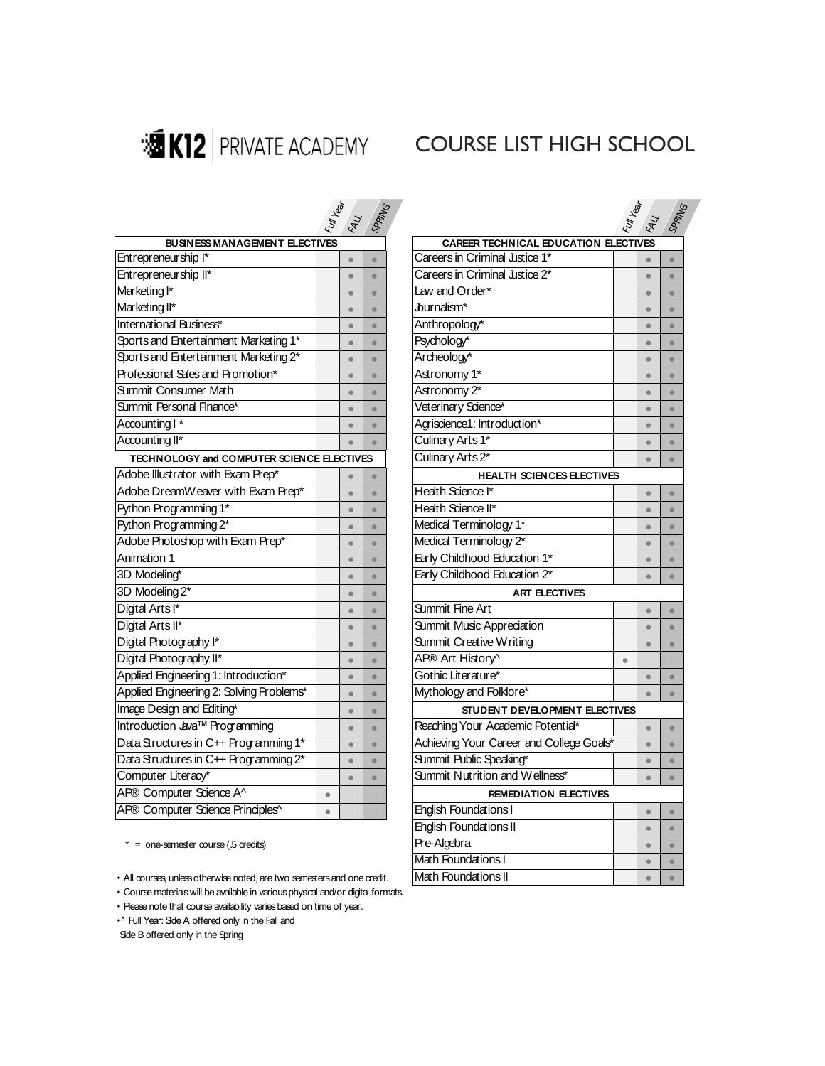# K12 | PRIVATE ACADEMY

# COURSE LIST HIGH SCHOOL

| | Full Year | FALL | SPRING |
|---|---|---|---|
| **BUSINESS MANAGEMENT ELECTIVES** | | | |
| Entrepreneurship I* | | ● | ● |
| Entrepreneurship II* | | ● | ● |
| Marketing I* | | ● | ● |
| Marketing II* | | ● | ● |
| International Business* | | ● | ● |
| Sports and Entertainment Marketing 1* | | ● | ● |
| Sports and Entertainment Marketing 2* | | ● | ● |
| Professional Sales and Promotion* | | ● | ● |
| Summit Consumer Math | | ● | ● |
| Summit Personal Finance* | | ● | ● |
| Accounting I * | | ● | ● |
| Accounting II* | | ● | ● |
| **TECHNOLOGY and COMPUTER SCIENCE ELECTIVES** | | | |
| Adobe Illustrator with Exam Prep* | | ● | ● |
| Adobe DreamWeaver with Exam Prep* | | ● | ● |
| Python Programming 1* | | ● | ● |
| Python Programming 2* | | ● | ● |
| Adobe Photoshop with Exam Prep* | | ● | ● |
| Animation 1 | | ● | ● |
| 3D Modeling* | | ● | ● |
| 3D Modeling 2* | | ● | ● |
| Digital Arts I* | | ● | ● |
| Digital Arts II* | | ● | ● |
| Digital Photography I* | | ● | ● |
| Digital Photography II* | | ● | ● |
| Applied Engineering 1: Introduction* | | ● | ● |
| Applied Engineering 2: Solving Problems* | | ● | ● |
| Image Design and Editing* | | ● | ● |
| Introduction Java™ Programming | | ● | ● |
| Data Structures in C++ Programming 1* | | ● | ● |
| Data Structures in C++ Programming 2* | | ● | ● |
| Computer Literacy* | | ● | ● |
| AP® Computer Science A^ | ● | | |
| AP® Computer Science Principles^ | ● | | |

| | Full Year | FALL | SPRING |
|---|---|---|---|
| **CAREER TECHNICAL EDUCATION ELECTIVES** | | | |
| Careers in Criminal Justice 1* | | ● | ● |
| Careers in Criminal Justice 2* | | ● | ● |
| Law and Order* | | ● | ● |
| Journalism* | | ● | ● |
| Anthropology* | | ● | ● |
| Psychology* | | ● | ● |
| Archeology* | | ● | ● |
| Astronomy 1* | | ● | ● |
| Astronomy 2* | | ● | ● |
| Veterinary Science* | | ● | ● |
| Agriscience1: Introduction* | | ● | ● |
| Culinary Arts 1* | | ● | ● |
| Culinary Arts 2* | | ● | ● |
| **HEALTH SCIENCES ELECTIVES** | | | |
| Health Science I* | | ● | ● |
| Health Science II* | | ● | ● |
| Medical Terminology 1* | | ● | ● |
| Medical Terminology 2* | | ● | ● |
| Early Childhood Education 1* | | ● | ● |
| Early Childhood Education 2* | | ● | ● |
| **ART ELECTIVES** | | | |
| Summit Fine Art | | ● | ● |
| Summit Music Appreciation | | ● | ● |
| Summit Creative Writing | | ● | ● |
| AP® Art History^ | ● | | |
| Gothic Literature* | | ● | ● |
| Mythology and Folklore* | | ● | ● |
| **STUDENT DEVELOPMENT ELECTIVES** | | | |
| Reaching Your Academic Potential* | | ● | ● |
| Achieving Your Career and College Goals* | | ● | ● |
| Summit Public Speaking* | | ● | ● |
| Summit Nutrition and Wellness* | | ● | ● |
| **REMEDIATION ELECTIVES** | | | |
| English Foundations I | | ● | ● |
| English Foundations II | | ● | ● |
| Pre-Algebra | | ● | ● |
| Math Foundations I | | ● | ● |
| Math Foundations II | | ● | ● |

* = one-semester course (.5 credits)

- All courses, unless otherwise noted, are two semesters and one credit.
- Course materials will be available in various physical and/or digital formats.
- Please note that course availability varies based on time of year.
- ^ Full Year: Side A offered only in the Fall and Side B offered only in the Spring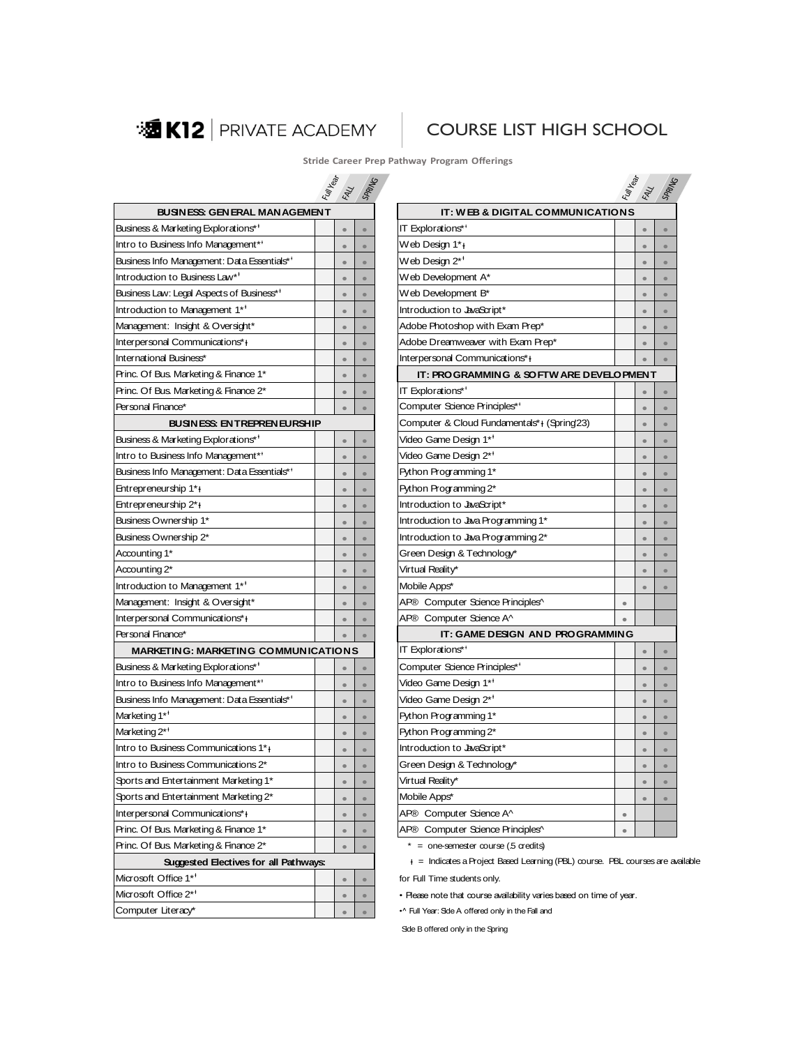# K12 | PRIVATE ACADEMY — COURSE LIST HIGH SCHOOL

**Stride Career Prep Pathway Program Offerings**

| | Full Year | FALL | SPRING |
|---|---|---|---|
| **BUSINESS: GENERAL MANAGEMENT** | | | |
| Business & Marketing Explorations*ᶧ | | • | • |
| Intro to Business Info Management*ᶧ | | • | • |
| Business Info Management: Data Essentials*ᶧ | | • | • |
| Introduction to Business Law*ᶧ | | • | • |
| Business Law: Legal Aspects of Business*ᶧ | | • | • |
| Introduction to Management 1*ᶧ | | • | • |
| Management: Insight & Oversight* | | • | • |
| Interpersonal Communications*ᶧ | | • | • |
| International Business* | | • | • |
| Princ. Of Bus. Marketing & Finance 1* | | • | • |
| Princ. Of Bus. Marketing & Finance 2* | | • | • |
| Personal Finance* | | • | • |
| **BUSINESS: ENTREPRENEURSHIP** | | | |
| Business & Marketing Explorations*ᶧ | | • | • |
| Intro to Business Info Management*ᶧ | | • | • |
| Business Info Management: Data Essentials*ᶧ | | • | • |
| Entrepreneurship 1*ᶧ | | • | • |
| Entrepreneurship 2*ᶧ | | • | • |
| Business Ownership 1* | | • | • |
| Business Ownership 2* | | • | • |
| Accounting 1* | | • | • |
| Accounting 2* | | • | • |
| Introduction to Management 1*ᶧ | | • | • |
| Management: Insight & Oversight* | | • | • |
| Interpersonal Communications*ᶧ | | • | • |
| Personal Finance* | | • | • |
| **MARKETING: MARKETING COMMUNICATIONS** | | | |
| Business & Marketing Explorations*ᶧ | | • | • |
| Intro to Business Info Management*ᶧ | | • | • |
| Business Info Management: Data Essentials*ᶧ | | • | • |
| Marketing 1*ᶧ | | • | • |
| Marketing 2*ᶧ | | • | • |
| Intro to Business Communications 1*ᶧ | | • | • |
| Intro to Business Communications 2* | | • | • |
| Sports and Entertainment Marketing 1* | | • | • |
| Sports and Entertainment Marketing 2* | | • | • |
| Interpersonal Communications*ᶧ | | • | • |
| Princ. Of Bus. Marketing & Finance 1* | | • | • |
| Princ. Of Bus. Marketing & Finance 2* | | • | • |
| **Suggested Electives for all Pathways:** | | | |
| Microsoft Office 1*ᶧ | | • | • |
| Microsoft Office 2*ᶧ | | • | • |
| Computer Literacy* | | • | • |

| | Full Year | FALL | SPRING |
|---|---|---|---|
| **IT: WEB & DIGITAL COMMUNICATIONS** | | | |
| IT Explorations*ᶧ | | • | • |
| Web Design 1*ᶧ | | • | • |
| Web Design 2*ᶧ | | • | • |
| Web Development A* | | • | • |
| Web Development B* | | • | • |
| Introduction to JavaScript* | | • | • |
| Adobe Photoshop with Exam Prep* | | • | • |
| Adobe Dreamweaver with Exam Prep* | | • | • |
| Interpersonal Communications*ᶧ | | • | • |
| **IT: PROGRAMMING & SOFTWARE DEVELOPMENT** | | | |
| IT Explorations*ᶧ | | • | • |
| Computer Science Principles*ᶧ | | • | • |
| Computer & Cloud Fundamentals*ᶧ (Spring'23) | | • | • |
| Video Game Design 1*ᶧ | | • | • |
| Video Game Design 2*ᶧ | | • | • |
| Python Programming 1* | | • | • |
| Python Programming 2* | | • | • |
| Introduction to JavaScript* | | • | • |
| Introduction to Java Programming 1* | | • | • |
| Introduction to Java Programming 2* | | • | • |
| Green Design & Technology* | | • | • |
| Virtual Reality* | | • | • |
| Mobile Apps* | | • | • |
| AP® Computer Science Principles^ | • | | |
| AP® Computer Science A^ | • | | |
| **IT: GAME DESIGN AND PROGRAMMING** | | | |
| IT Explorations*ᶧ | | • | • |
| Computer Science Principles*ᶧ | | • | • |
| Video Game Design 1*ᶧ | | • | • |
| Video Game Design 2*ᶧ | | • | • |
| Python Programming 1* | | • | • |
| Python Programming 2* | | • | • |
| Introduction to JavaScript* | | • | • |
| Green Design & Technology* | | • | • |
| Virtual Reality* | | • | • |
| Mobile Apps* | | • | • |
| AP® Computer Science A^ | • | | |
| AP® Computer Science Principles^ | • | | |

\* = one-semester course (.5 credits)

ᶧ = Indicates a Project Based Learning (PBL) course. PBL courses are available for Full Time students only.

• Please note that course availability varies based on time of year.

•^ Full Year: Side A offered only in the Fall and Side B offered only in the Spring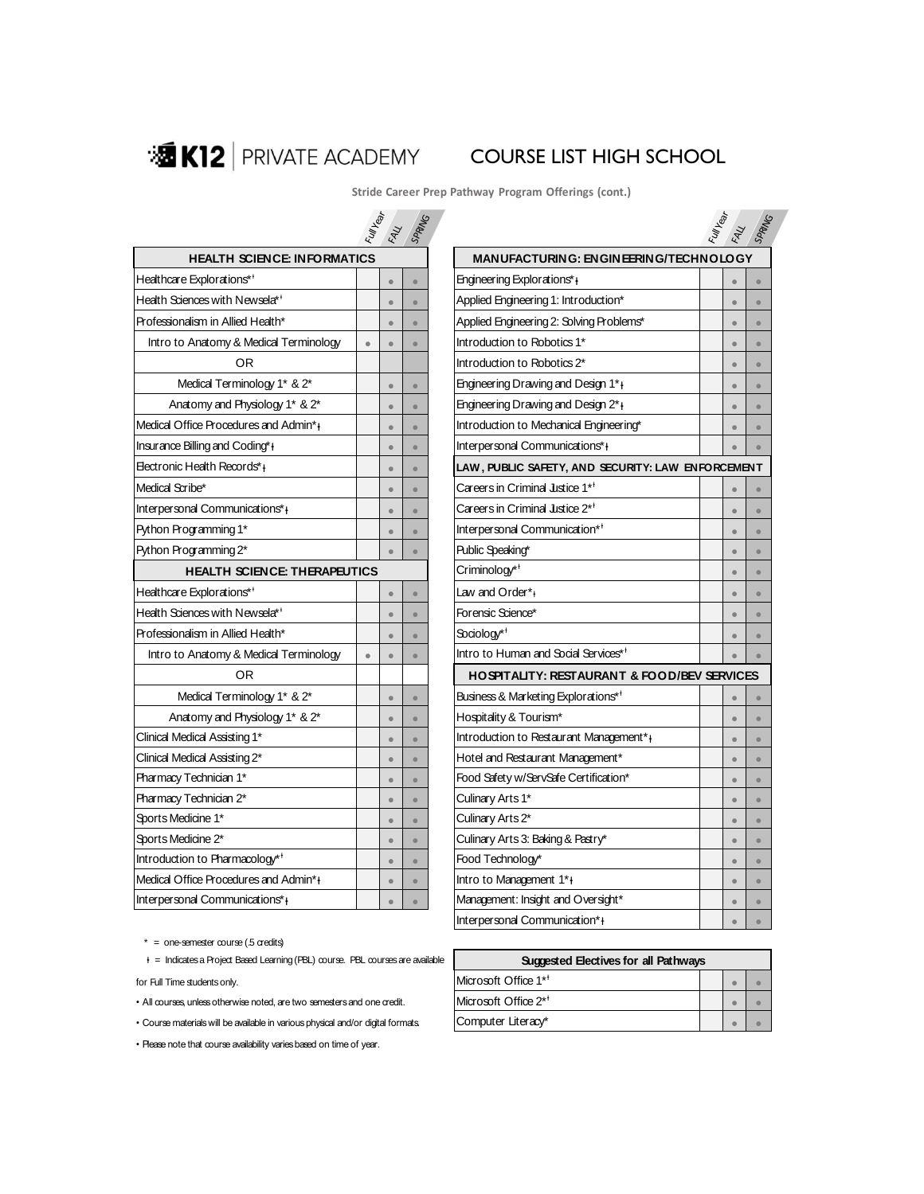# K12 | PRIVATE ACADEMY

# COURSE LIST HIGH SCHOOL

**Stride Career Prep Pathway Program Offerings (cont.)**

| | Full Year | FALL | SPRING |
|---|---|---|---|
| **HEALTH SCIENCE: INFORMATICS** | | | |
| Healthcare Explorations*ǂ | | • | • |
| Health Sciences with Newsela*ǂ | | • | • |
| Professionalism in Allied Health* | | • | • |
| Intro to Anatomy & Medical Terminology | • | • | • |
| OR | | | |
| Medical Terminology 1* & 2* | | • | • |
| Anatomy and Physiology 1* & 2* | | • | • |
| Medical Office Procedures and Admin*ǂ | | • | • |
| Insurance Billing and Coding*ǂ | | • | • |
| Electronic Health Records*ǂ | | • | • |
| Medical Scribe* | | • | • |
| Interpersonal Communications*ǂ | | • | • |
| Python Programming 1* | | • | • |
| Python Programming 2* | | • | • |
| **HEALTH SCIENCE: THERAPEUTICS** | | | |
| Healthcare Explorations*ǂ | | • | • |
| Health Sciences with Newsela*ǂ | | • | • |
| Professionalism in Allied Health* | | • | • |
| Intro to Anatomy & Medical Terminology | • | • | • |
| OR | | | |
| Medical Terminology 1* & 2* | | • | • |
| Anatomy and Physiology 1* & 2* | | • | • |
| Clinical Medical Assisting 1* | | • | • |
| Clinical Medical Assisting 2* | | • | • |
| Pharmacy Technician 1* | | • | • |
| Pharmacy Technician 2* | | • | • |
| Sports Medicine 1* | | • | • |
| Sports Medicine 2* | | • | • |
| Introduction to Pharmacology*ǂ | | • | • |
| Medical Office Procedures and Admin*ǂ | | • | • |
| Interpersonal Communications*ǂ | | • | • |

\* = one-semester course (.5 credits)

ǂ = Indicates a Project Based Learning (PBL) course. PBL courses are available for Full Time students only.

- All courses, unless otherwise noted, are two semesters and one credit.
- Course materials will be available in various physical and/or digital formats.
- Please note that course availability varies based on time of year.

| | Full Year | FALL | SPRING |
|---|---|---|---|
| **MANUFACTURING: ENGINEERING/TECHNOLOGY** | | | |
| Engineering Explorations*ǂ | | • | • |
| Applied Engineering 1: Introduction* | | • | • |
| Applied Engineering 2: Solving Problems* | | • | • |
| Introduction to Robotics 1* | | • | • |
| Introduction to Robotics 2* | | • | • |
| Engineering Drawing and Design 1*ǂ | | • | • |
| Engineering Drawing and Design 2*ǂ | | • | • |
| Introduction to Mechanical Engineering* | | • | • |
| Interpersonal Communications*ǂ | | • | • |
| **LAW, PUBLIC SAFETY, AND SECURITY: LAW ENFORCEMENT** | | | |
| Careers in Criminal Justice 1*ǂ | | • | • |
| Careers in Criminal Justice 2*ǂ | | • | • |
| Interpersonal Communication*ǂ | | • | • |
| Public Speaking* | | • | • |
| Criminology*ǂ | | • | • |
| Law and Order*ǂ | | • | • |
| Forensic Science* | | • | • |
| Sociology*ǂ | | • | • |
| Intro to Human and Social Services*ǂ | | • | • |
| **HOSPITALITY: RESTAURANT & FOOD/BEV SERVICES** | | | |
| Business & Marketing Explorations*ǂ | | • | • |
| Hospitality & Tourism* | | • | • |
| Introduction to Restaurant Management*ǂ | | • | • |
| Hotel and Restaurant Management* | | • | • |
| Food Safety w/ServSafe Certification* | | • | • |
| Culinary Arts 1* | | • | • |
| Culinary Arts 2* | | • | • |
| Culinary Arts 3: Baking & Pastry* | | • | • |
| Food Technology* | | • | • |
| Intro to Management 1*ǂ | | • | • |
| Management: Insight and Oversight* | | • | • |
| Interpersonal Communication*ǂ | | • | • |

| | | | |
|---|---|---|---|
| **Suggested Electives for all Pathways** | | | |
| Microsoft Office 1*ǂ | | • | • |
| Microsoft Office 2*ǂ | | • | • |
| Computer Literacy* | | • | • |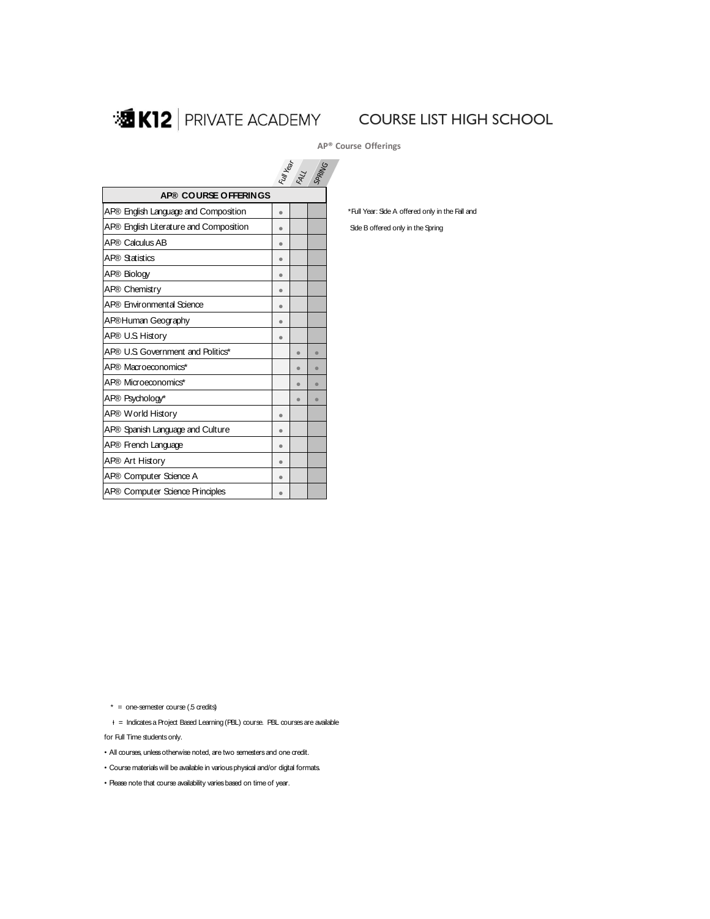# K12 | PRIVATE ACADEMY — COURSE LIST HIGH SCHOOL

**AP® Course Offerings**

| AP® COURSE OFFERINGS | Full Year | FALL | SPRING |
| --- | --- | --- | --- |
| AP® English Language and Composition | • | | |
| AP® English Literature and Composition | • | | |
| AP® Calculus AB | • | | |
| AP® Statistics | • | | |
| AP® Biology | • | | |
| AP® Chemistry | • | | |
| AP® Environmental Science | • | | |
| AP® Human Geography | • | | |
| AP® U.S History | • | | |
| AP® U.S Government and Politics* | | • | • |
| AP® Macroeconomics* | | • | • |
| AP® Microeconomics* | | • | • |
| AP® Psychology* | | • | • |
| AP® World History | • | | |
| AP® Spanish Language and Culture | • | | |
| AP® French Language | • | | |
| AP® Art History | • | | |
| AP® Computer Science A | • | | |
| AP® Computer Science Principles | • | | |

*Full Year: Side A offered only in the Fall and Side B offered only in the Spring

\* = one-semester course (.5 credits)

ƚ = Indicates a Project Based Learning (PBL) course. PBL courses are available for Full Time students only.

- All courses, unless otherwise noted, are two semesters and one credit.
- Course materials will be available in various physical and/or digital formats.
- Please note that course availability varies based on time of year.